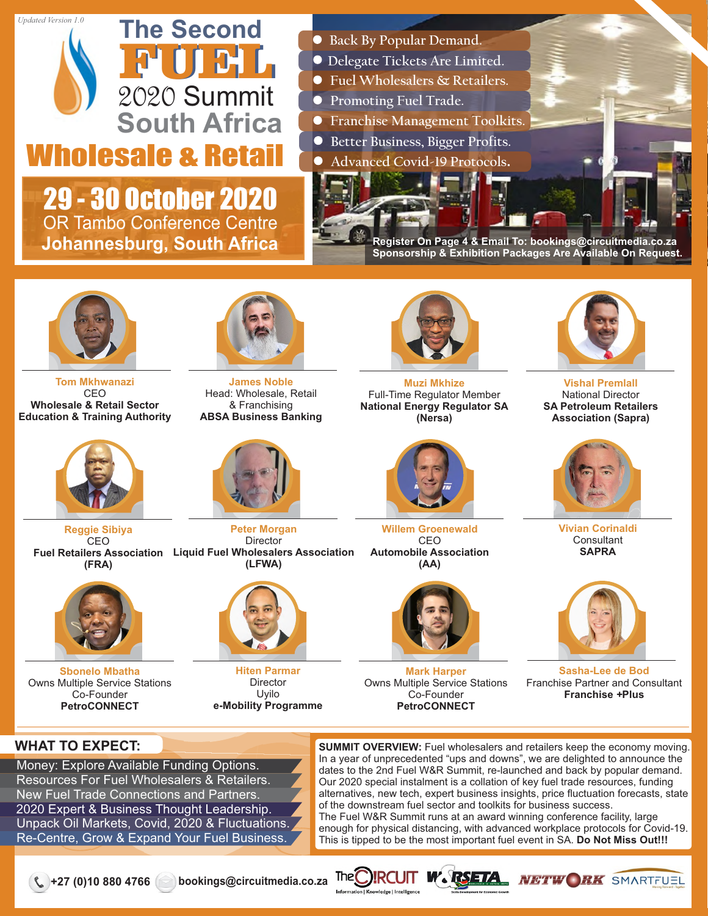*Updated Version 1.0*

# The Second FUEL 2020 Summit South Africa

# Wholesale & Retail

## 29 - 30 October 2020

OR Tambo Conference Centre

**Johannesburg, South Africa**

- Back By Popular Demand.
- Delegate Tickets Are Limited.
- Fuel Wholesalers & Retailers.
- Promoting Fuel Trade.
- Franchise Management Toolkits.
- Better Business, Bigger Profits.
- Advanced Covid-19 Protocols.

**Register On Page 4 & Email To: bookings@circuitmedia.co.za**
**Sponsorship & Exhibition Packages Are Available On Request.**

**Tom Mkhwanazi**
CEO
**Wholesale & Retail Sector Education & Training Authority**

**James Noble**
Head: Wholesale, Retail & Franchising
**ABSA Business Banking**

**Muzi Mkhize**
Full-Time Regulator Member
**National Energy Regulator SA (Nersa)**

**Vishal Premlall**
National Director
**SA Petroleum Retailers Association (Sapra)**

**Reggie Sibiya**
CEO
**Fuel Retailers Association (FRA)**

**Peter Morgan**
Director
**Liquid Fuel Wholesalers Association (LFWA)**

**Willem Groenewald**
CEO
**Automobile Association (AA)**

**Vivian Corinaldi**
Consultant
**SAPRA**

**Sbonelo Mbatha**
Owns Multiple Service Stations
Co-Founder
**PetroCONNECT**

**Hiten Parmar**
Director
Uyilo
**e-Mobility Programme**

**Mark Harper**
Owns Multiple Service Stations
Co-Founder
**PetroCONNECT**

**Sasha-Lee de Bod**
Franchise Partner and Consultant
**Franchise +Plus**

## WHAT TO EXPECT:

- Money: Explore Available Funding Options.
- Resources For Fuel Wholesalers & Retailers.
- New Fuel Trade Connections and Partners.
- 2020 Expert & Business Thought Leadership.
- Unpack Oil Markets, Covid, 2020 & Fluctuations.
- Re-Centre, Grow & Expand Your Fuel Business.

**SUMMIT OVERVIEW:** Fuel wholesalers and retailers keep the economy moving. In a year of unprecedented "ups and downs", we are delighted to announce the dates to the 2nd Fuel W&R Summit, re-launched and back by popular demand. Our 2020 special instalment is a collation of key fuel trade resources, funding alternatives, new tech, expert business insights, price fluctuation forecasts, state of the downstream fuel sector and toolkits for business success.
The Fuel W&R Summit runs at an award winning conference facility, large enough for physical distancing, with advanced workplace protocols for Covid-19. This is tipped to be the most important fuel event in SA. **Do Not Miss Out!!!**

+27 (0)10 880 4766 | bookings@circuitmedia.co.za

The CIRCUIT — Information | Knowledge | Intelligence | W&RSETA | NETWORK | SMARTFUEL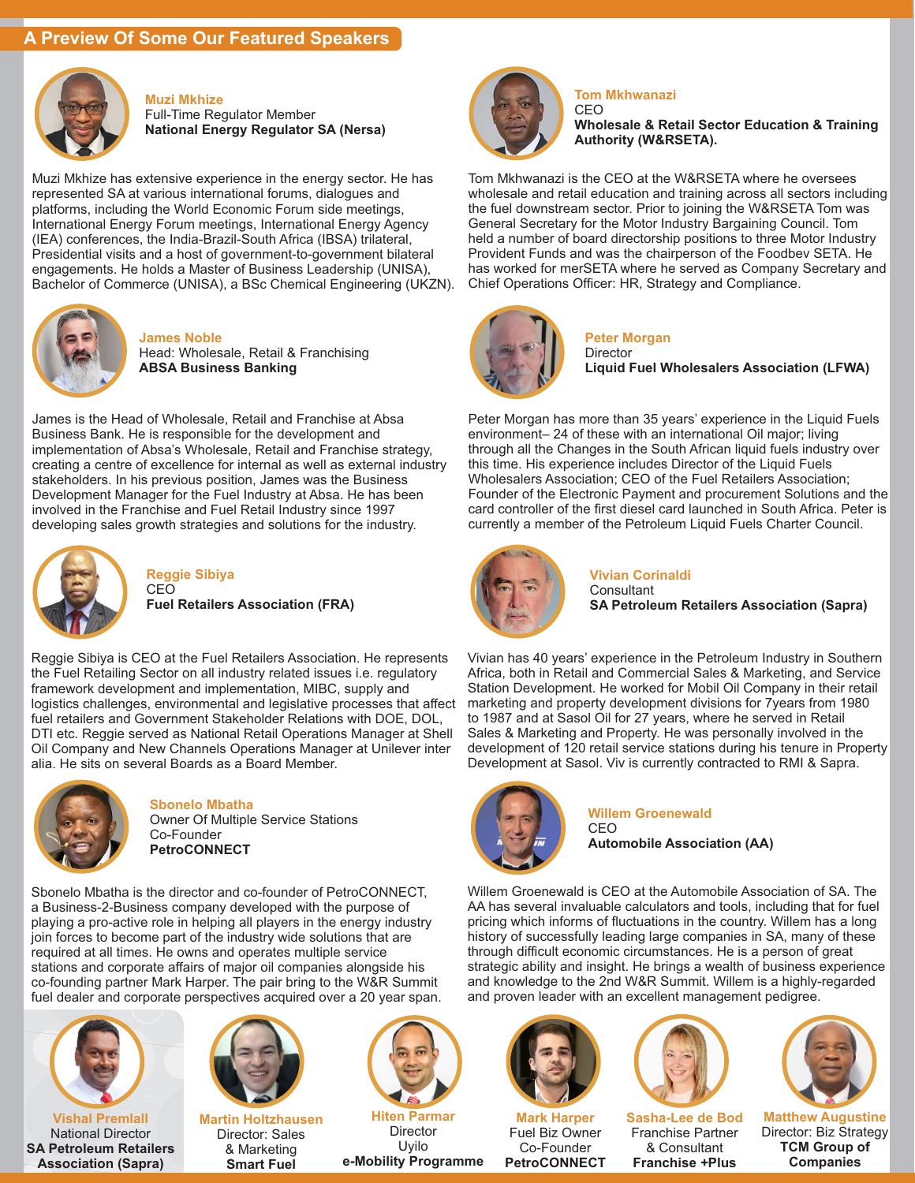## A Preview Of Some Our Featured Speakers

**Muzi Mkhize**
Full-Time Regulator Member
**National Energy Regulator SA (Nersa)**

Muzi Mkhize has extensive experience in the energy sector. He has represented SA at various international forums, dialogues and platforms, including the World Economic Forum side meetings, International Energy Forum meetings, International Energy Agency (IEA) conferences, the India-Brazil-South Africa (IBSA) trilateral, Presidential visits and a host of government-to-government bilateral engagements. He holds a Master of Business Leadership (UNISA), Bachelor of Commerce (UNISA), a BSc Chemical Engineering (UKZN).

**Tom Mkhwanazi**
CEO
**Wholesale & Retail Sector Education & Training Authority (W&RSETA).**

Tom Mkhwanazi is the CEO at the W&RSETA where he oversees wholesale and retail education and training across all sectors including the fuel downstream sector. Prior to joining the W&RSETA Tom was General Secretary for the Motor Industry Bargaining Council. Tom held a number of board directorship positions to three Motor Industry Provident Funds and was the chairperson of the Foodbev SETA. He has worked for merSETA where he served as Company Secretary and Chief Operations Officer: HR, Strategy and Compliance.

**James Noble**
Head: Wholesale, Retail & Franchising
**ABSA Business Banking**

James is the Head of Wholesale, Retail and Franchise at Absa Business Bank. He is responsible for the development and implementation of Absa's Wholesale, Retail and Franchise strategy, creating a centre of excellence for internal as well as external industry stakeholders. In his previous position, James was the Business Development Manager for the Fuel Industry at Absa. He has been involved in the Franchise and Fuel Retail Industry since 1997 developing sales growth strategies and solutions for the industry.

**Peter Morgan**
Director
**Liquid Fuel Wholesalers Association (LFWA)**

Peter Morgan has more than 35 years' experience in the Liquid Fuels environment– 24 of these with an international Oil major; living through all the Changes in the South African liquid fuels industry over this time. His experience includes Director of the Liquid Fuels Wholesalers Association; CEO of the Fuel Retailers Association; Founder of the Electronic Payment and procurement Solutions and the card controller of the first diesel card launched in South Africa. Peter is currently a member of the Petroleum Liquid Fuels Charter Council.

**Reggie Sibiya**
CEO
**Fuel Retailers Association (FRA)**

Reggie Sibiya is CEO at the Fuel Retailers Association. He represents the Fuel Retailing Sector on all industry related issues i.e. regulatory framework development and implementation, MIBC, supply and logistics challenges, environmental and legislative processes that affect fuel retailers and Government Stakeholder Relations with DOE, DOL, DTI etc. Reggie served as National Retail Operations Manager at Shell Oil Company and New Channels Operations Manager at Unilever inter alia. He sits on several Boards as a Board Member.

**Vivian Corinaldi**
Consultant
**SA Petroleum Retailers Association (Sapra)**

Vivian has 40 years' experience in the Petroleum Industry in Southern Africa, both in Retail and Commercial Sales & Marketing, and Service Station Development. He worked for Mobil Oil Company in their retail marketing and property development divisions for 7years from 1980 to 1987 and at Sasol Oil for 27 years, where he served in Retail Sales & Marketing and Property. He was personally involved in the development of 120 retail service stations during his tenure in Property Development at Sasol. Viv is currently contracted to RMI & Sapra.

**Sbonelo Mbatha**
Owner Of Multiple Service Stations
Co-Founder
**PetroCONNECT**

Sbonelo Mbatha is the director and co-founder of PetroCONNECT, a Business-2-Business company developed with the purpose of playing a pro-active role in helping all players in the energy industry join forces to become part of the industry wide solutions that are required at all times. He owns and operates multiple service stations and corporate affairs of major oil companies alongside his co-founding partner Mark Harper. The pair bring to the W&R Summit fuel dealer and corporate perspectives acquired over a 20 year span.

**Willem Groenewald**
CEO
**Automobile Association (AA)**

Willem Groenewald is CEO at the Automobile Association of SA. The AA has several invaluable calculators and tools, including that for fuel pricing which informs of fluctuations in the country. Willem has a long history of successfully leading large companies in SA, many of these through difficult economic circumstances. He is a person of great strategic ability and insight. He brings a wealth of business experience and knowledge to the 2nd W&R Summit. Willem is a highly-regarded and proven leader with an excellent management pedigree.

**Vishal Premlall**
National Director
**SA Petroleum Retailers Association (Sapra)**

**Martin Holtzhausen**
Director: Sales & Marketing
**Smart Fuel**

**Hiten Parmar**
Director
Uyilo
**e-Mobility Programme**

**Mark Harper**
Fuel Biz Owner
Co-Founder
**PetroCONNECT**

**Sasha-Lee de Bod**
Franchise Partner & Consultant
**Franchise +Plus**

**Matthew Augustine**
Director: Biz Strategy
**TCM Group of Companies**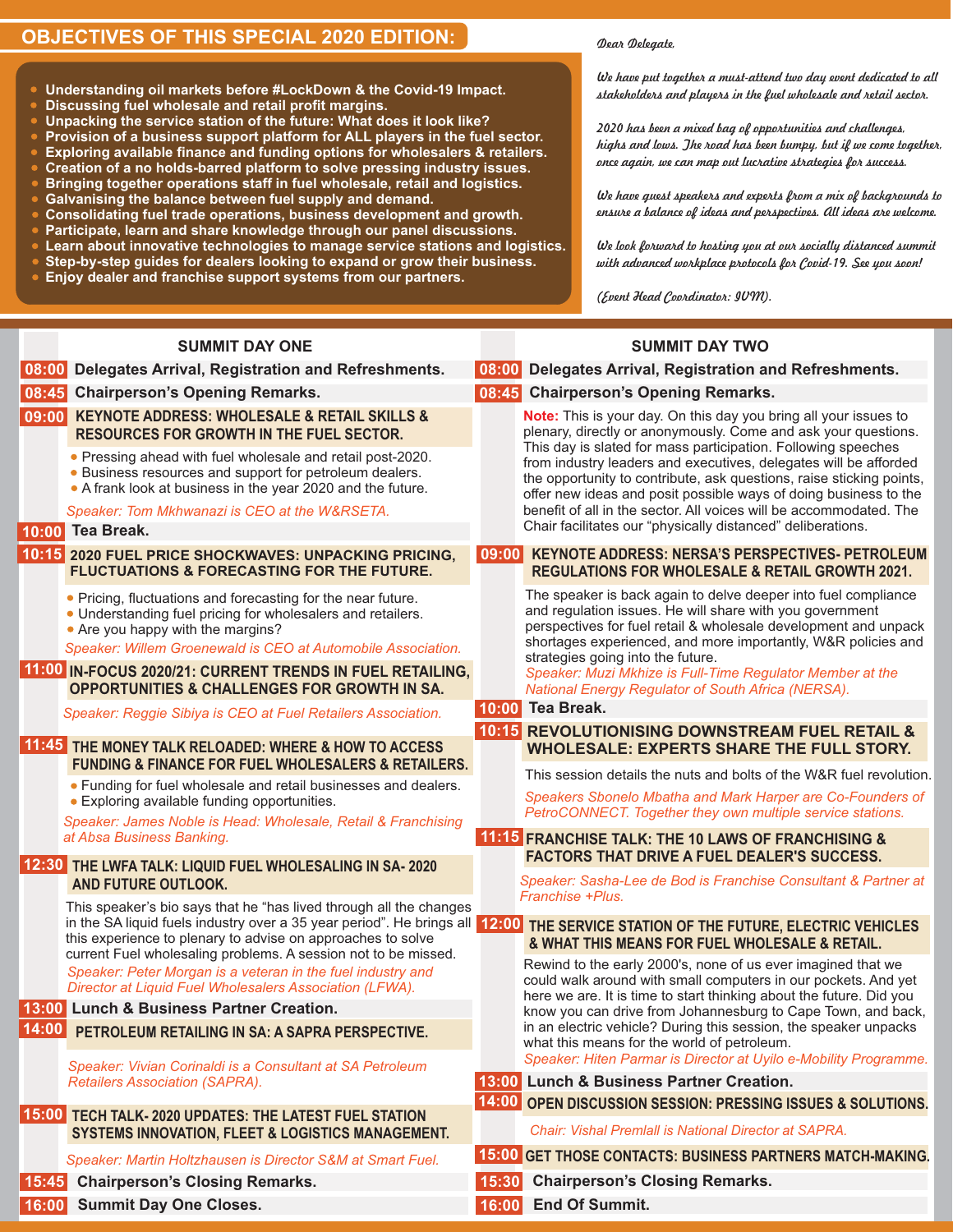## OBJECTIVES OF THIS SPECIAL 2020 EDITION:

- **Understanding oil markets before #LockDown & the Covid-19 Impact.**
- **Discussing fuel wholesale and retail profit margins.**
- **Unpacking the service station of the future: What does it look like?**
- **Provision of a business support platform for ALL players in the fuel sector.**
- **Exploring available finance and funding options for wholesalers & retailers.**
- **Creation of a no holds-barred platform to solve pressing industry issues.**
- **Bringing together operations staff in fuel wholesale, retail and logistics.**
- **Galvanising the balance between fuel supply and demand.**
- **Consolidating fuel trade operations, business development and growth.**
- **Participate, learn and share knowledge through our panel discussions.**
- **Learn about innovative technologies to manage service stations and logistics.**
- **Step-by-step guides for dealers looking to expand or grow their business.**
- **Enjoy dealer and franchise support systems from our partners.**

*Dear Delegate,*

*We have put together a must-attend two day event dedicated to all stakeholders and players in the fuel wholesale and retail sector.*

*2020 has been a mixed bag of opportunities and challenges, highs and lows. The road has been bumpy, but if we come together, once again, we can map out lucrative strategies for success.*

*We have guest speakers and experts from a mix of backgrounds to ensure a balance of ideas and perspectives. All ideas are welcome.*

*We look forward to hosting you at our socially distanced summit with advanced workplace protocols for Covid-19. See you soon!*

*(Event Head Coordinator: IVM).*

## SUMMIT DAY ONE

**08:00** Delegates Arrival, Registration and Refreshments.

**08:45** Chairperson's Opening Remarks.

**09:00** **KEYNOTE ADDRESS: WHOLESALE & RETAIL SKILLS & RESOURCES FOR GROWTH IN THE FUEL SECTOR.**

- Pressing ahead with fuel wholesale and retail post-2020.
- Business resources and support for petroleum dealers.
- A frank look at business in the year 2020 and the future.

*Speaker: Tom Mkhwanazi is CEO at the W&RSETA.*

**10:00** Tea Break.

**10:15** **2020 FUEL PRICE SHOCKWAVES: UNPACKING PRICING, FLUCTUATIONS & FORECASTING FOR THE FUTURE.**

- Pricing, fluctuations and forecasting for the near future.
- Understanding fuel pricing for wholesalers and retailers.
- Are you happy with the margins?

*Speaker: Willem Groenewald is CEO at Automobile Association.*

**11:00** **IN-FOCUS 2020/21: CURRENT TRENDS IN FUEL RETAILING, OPPORTUNITIES & CHALLENGES FOR GROWTH IN SA.**

*Speaker: Reggie Sibiya is CEO at Fuel Retailers Association.*

**11:45** **THE MONEY TALK RELOADED: WHERE & HOW TO ACCESS FUNDING & FINANCE FOR FUEL WHOLESALERS & RETAILERS.**

- Funding for fuel wholesale and retail businesses and dealers.
- Exploring available funding opportunities.

*Speaker: James Noble is Head: Wholesale, Retail & Franchising at Absa Business Banking.*

**12:30** **THE LWFA TALK: LIQUID FUEL WHOLESALING IN SA- 2020 AND FUTURE OUTLOOK.**

This speaker's bio says that he "has lived through all the changes in the SA liquid fuels industry over a 35 year period". He brings all this experience to plenary to advise on approaches to solve current Fuel wholesaling problems. A session not to be missed.

*Speaker: Peter Morgan is a veteran in the fuel industry and Director at Liquid Fuel Wholesalers Association (LFWA).*

**13:00** Lunch & Business Partner Creation.

**14:00** **PETROLEUM RETAILING IN SA: A SAPRA PERSPECTIVE.**

*Speaker: Vivian Corinaldi is a Consultant at SA Petroleum Retailers Association (SAPRA).*

**15:00** **TECH TALK- 2020 UPDATES: THE LATEST FUEL STATION SYSTEMS INNOVATION, FLEET & LOGISTICS MANAGEMENT.**

*Speaker: Martin Holtzhausen is Director S&M at Smart Fuel.*

**15:45** Chairperson's Closing Remarks.

**16:00** Summit Day One Closes.

## SUMMIT DAY TWO

**08:00** Delegates Arrival, Registration and Refreshments.

**08:45** Chairperson's Opening Remarks.

**Note:** This is your day. On this day you bring all your issues to plenary, directly or anonymously. Come and ask your questions. This day is slated for mass participation. Following speeches from industry leaders and executives, delegates will be afforded the opportunity to contribute, ask questions, raise sticking points, offer new ideas and posit possible ways of doing business to the benefit of all in the sector. All voices will be accommodated. The Chair facilitates our "physically distanced" deliberations.

**09:00** **KEYNOTE ADDRESS: NERSA'S PERSPECTIVES- PETROLEUM REGULATIONS FOR WHOLESALE & RETAIL GROWTH 2021.**

The speaker is back again to delve deeper into fuel compliance and regulation issues. He will share with you government perspectives for fuel retail & wholesale development and unpack shortages experienced, and more importantly, W&R policies and strategies going into the future.

*Speaker: Muzi Mkhize is Full-Time Regulator Member at the National Energy Regulator of South Africa (NERSA).*

**10:00** Tea Break.

**10:15** **REVOLUTIONISING DOWNSTREAM FUEL RETAIL & WHOLESALE: EXPERTS SHARE THE FULL STORY.**

This session details the nuts and bolts of the W&R fuel revolution.

*Speakers Sbonelo Mbatha and Mark Harper are Co-Founders of PetroCONNECT. Together they own multiple service stations.*

**11:15** **FRANCHISE TALK: THE 10 LAWS OF FRANCHISING & FACTORS THAT DRIVE A FUEL DEALER'S SUCCESS.**

*Speaker: Sasha-Lee de Bod is Franchise Consultant & Partner at Franchise +Plus.*

**12:00** **THE SERVICE STATION OF THE FUTURE, ELECTRIC VEHICLES & WHAT THIS MEANS FOR FUEL WHOLESALE & RETAIL.**

Rewind to the early 2000's, none of us ever imagined that we could walk around with small computers in our pockets. And yet here we are. It is time to start thinking about the future. Did you know you can drive from Johannesburg to Cape Town, and back, in an electric vehicle? During this session, the speaker unpacks what this means for the world of petroleum.

*Speaker: Hiten Parmar is Director at Uyilo e-Mobility Programme.*

**13:00** Lunch & Business Partner Creation.

**14:00** **OPEN DISCUSSION SESSION: PRESSING ISSUES & SOLUTIONS.**

*Chair: Vishal Premlall is National Director at SAPRA.*

**15:00** **GET THOSE CONTACTS: BUSINESS PARTNERS MATCH-MAKING.**

**15:30** Chairperson's Closing Remarks.

**16:00** End Of Summit.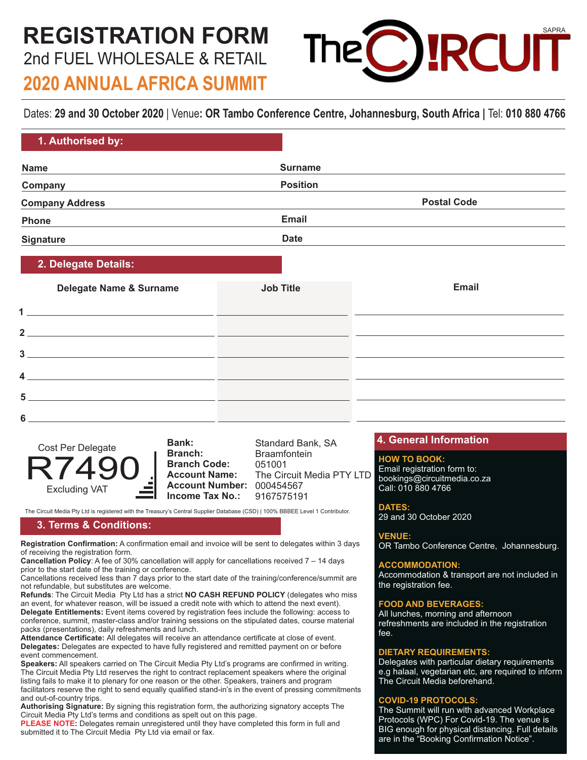# REGISTRATION FORM

## 2nd FUEL WHOLESALE & RETAIL

## 2020 ANNUAL AFRICA SUMMIT

The CIRCUIT SAPRA

Dates: **29 and 30 October 2020** | Venue**: OR Tambo Conference Centre, Johannesburg, South Africa |** Tel: **010 880 4766**

## 1. Authorised by:

**Name** **Surname**

**Company** **Position**

**Company Address** **Postal Code**

**Phone** **Email**

**Signature** **Date**

## 2. Delegate Details:

| | Delegate Name & Surname | Job Title | Email |
|---|---|---|---|
| 1 | | | |
| 2 | | | |
| 3 | | | |
| 4 | | | |
| 5 | | | |
| 6 | | | |

Cost Per Delegate
**R7490**
Excluding VAT

| | |
|---|---|
| **Bank:** | Standard Bank, SA |
| **Branch:** | Braamfontein |
| **Branch Code:** | 051001 |
| **Account Name:** | The Circuit Media PTY LTD |
| **Account Number:** | 000454567 |
| **Income Tax No.:** | 9167575191 |

The Circuit Media Pty Ltd is registered with the Treasury's Central Supplier Database (CSD) | 100% BBBEE Level 1 Contributor.

## 3. Terms & Conditions:

**Registration Confirmation:** A confirmation email and invoice will be sent to delegates within 3 days of receiving the registration form.
**Cancellation Policy**: A fee of 30% cancellation will apply for cancellations received 7 – 14 days prior to the start date of the training or conference.
Cancellations received less than 7 days prior to the start date of the training/conference/summit are not refundable, but substitutes are welcome.
**Refunds**: The Circuit Media Pty Ltd has a strict **NO CASH REFUND POLICY** (delegates who miss an event, for whatever reason, will be issued a credit note with which to attend the next event).
**Delegate Entitlements:** Event items covered by registration fees include the following: access to conference, summit, master-class and/or training sessions on the stipulated dates, course material packs (presentations), daily refreshments and lunch.
**Attendance Certificate:** All delegates will receive an attendance certificate at close of event.
**Delegates:** Delegates are expected to have fully registered and remitted payment on or before event commencement.
**Speakers:** All speakers carried on The Circuit Media Pty Ltd's programs are confirmed in writing. The Circuit Media Pty Ltd reserves the right to contract replacement speakers where the original listing fails to make it to plenary for one reason or the other. Speakers, trainers and program facilitators reserve the right to send equally qualified stand-in's in the event of pressing commitments and out-of-country trips.
**Authorising Signature:** By signing this registration form, the authorizing signatory accepts The Circuit Media Pty Ltd's terms and conditions as spelt out on this page.
**PLEASE NOTE:** Delegates remain unregistered until they have completed this form in full and submitted it to The Circuit Media Pty Ltd via email or fax.

## 4. General Information

**HOW TO BOOK:**
Email registration form to:
bookings@circuitmedia.co.za
Call: 010 880 4766

**DATES:**
29 and 30 October 2020

**VENUE:**
OR Tambo Conference Centre, Johannesburg.

**ACCOMMODATION:**
Accommodation & transport are not included in the registration fee.

**FOOD AND BEVERAGES:**
All lunches, morning and afternoon refreshments are included in the registration fee.

**DIETARY REQUIREMENTS:**
Delegates with particular dietary requirements e.g halaal, vegetarian etc, are required to inform The Circuit Media beforehand.

**COVID-19 PROTOCOLS:**
The Summit will run with advanced Workplace Protocols (WPC) For Covid-19. The venue is BIG enough for physical distancing. Full details are in the "Booking Confirmation Notice".